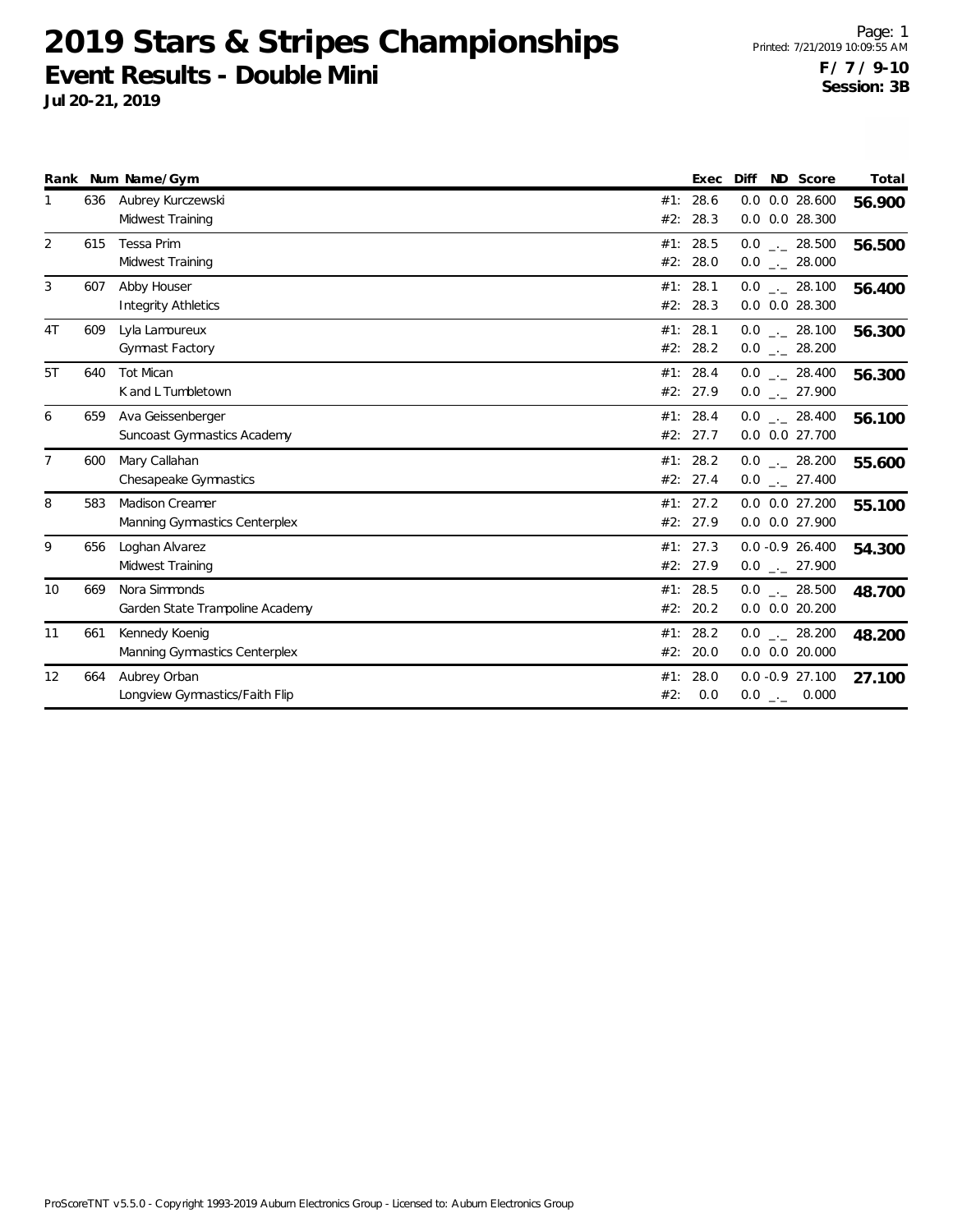# 2019 Stars & Stripes Championships

## Event Results - Double Mini

**Jul 20-21, 2019**

Printed: 7/21/2019 10:09:55 AM

**F / 7 / 9-10**
**Session: 3B**

| Rank | Num | Name/Gym | | Exec | Diff | ND | Score | Total |
|---|---|---|---|---|---|---|---|---|
| 1 | 636 | Aubrey Kurczewski | #1: | 28.6 | 0.0 | 0.0 | 28.600 | **56.900** |
| | | Midwest Training | #2: | 28.3 | 0.0 | 0.0 | 28.300 | |
| 2 | 615 | Tessa Prim | #1: | 28.5 | 0.0 | _._ | 28.500 | **56.500** |
| | | Midwest Training | #2: | 28.0 | 0.0 | _._ | 28.000 | |
| 3 | 607 | Abby Houser | #1: | 28.1 | 0.0 | _._ | 28.100 | **56.400** |
| | | Integrity Athletics | #2: | 28.3 | 0.0 | 0.0 | 28.300 | |
| 4T | 609 | Lyla Lamoureux | #1: | 28.1 | 0.0 | _._ | 28.100 | **56.300** |
| | | Gymnast Factory | #2: | 28.2 | 0.0 | _._ | 28.200 | |
| 5T | 640 | Tot Mican | #1: | 28.4 | 0.0 | _._ | 28.400 | **56.300** |
| | | K and L Tumbletown | #2: | 27.9 | 0.0 | _._ | 27.900 | |
| 6 | 659 | Ava Geissenberger | #1: | 28.4 | 0.0 | _._ | 28.400 | **56.100** |
| | | Suncoast Gymnastics Academy | #2: | 27.7 | 0.0 | 0.0 | 27.700 | |
| 7 | 600 | Mary Callahan | #1: | 28.2 | 0.0 | _._ | 28.200 | **55.600** |
| | | Chesapeake Gymnastics | #2: | 27.4 | 0.0 | _._ | 27.400 | |
| 8 | 583 | Madison Creamer | #1: | 27.2 | 0.0 | 0.0 | 27.200 | **55.100** |
| | | Manning Gymnastics Centerplex | #2: | 27.9 | 0.0 | 0.0 | 27.900 | |
| 9 | 656 | Loghan Alvarez | #1: | 27.3 | 0.0 | -0.9 | 26.400 | **54.300** |
| | | Midwest Training | #2: | 27.9 | 0.0 | _._ | 27.900 | |
| 10 | 669 | Nora Simmonds | #1: | 28.5 | 0.0 | _._ | 28.500 | **48.700** |
| | | Garden State Trampoline Academy | #2: | 20.2 | 0.0 | 0.0 | 20.200 | |
| 11 | 661 | Kennedy Koenig | #1: | 28.2 | 0.0 | _._ | 28.200 | **48.200** |
| | | Manning Gymnastics Centerplex | #2: | 20.0 | 0.0 | 0.0 | 20.000 | |
| 12 | 664 | Aubrey Orban | #1: | 28.0 | 0.0 | -0.9 | 27.100 | **27.100** |
| | | Longview Gymnastics/Faith Flip | #2: | 0.0 | 0.0 | _._ | 0.000 | |

ProScoreTNT v5.5.0 - Copyright 1993-2019 Auburn Electronics Group - Licensed to: Auburn Electronics Group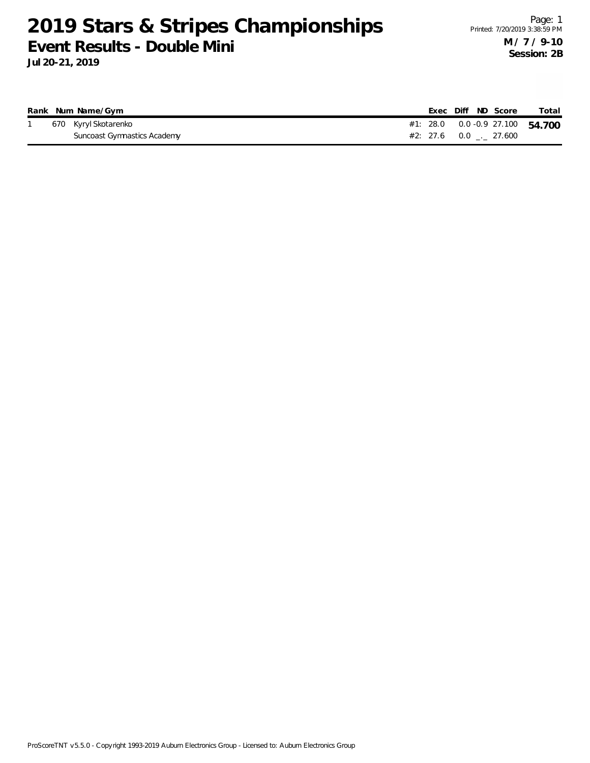# 2019 Stars & Stripes Championships

## Event Results - Double Mini

**Jul 20-21, 2019**

Page: 1
Printed: 7/20/2019 3:38:59 PM

**M / 7 / 9-10**
**Session: 2B**

| Rank | Num | Name/Gym | | Exec | Diff | ND | Score | Total |
|---|---|---|---|---|---|---|---|---|
| 1 | 670 | Kyryl Skotarenko | #1: | 28.0 | 0.0 | -0.9 | 27.100 | **54.700** |
| | | Suncoast Gymnastics Academy | #2: | 27.6 | 0.0 | _._ | 27.600 | |

ProScoreTNT v5.5.0 - Copyright 1993-2019 Auburn Electronics Group - Licensed to: Auburn Electronics Group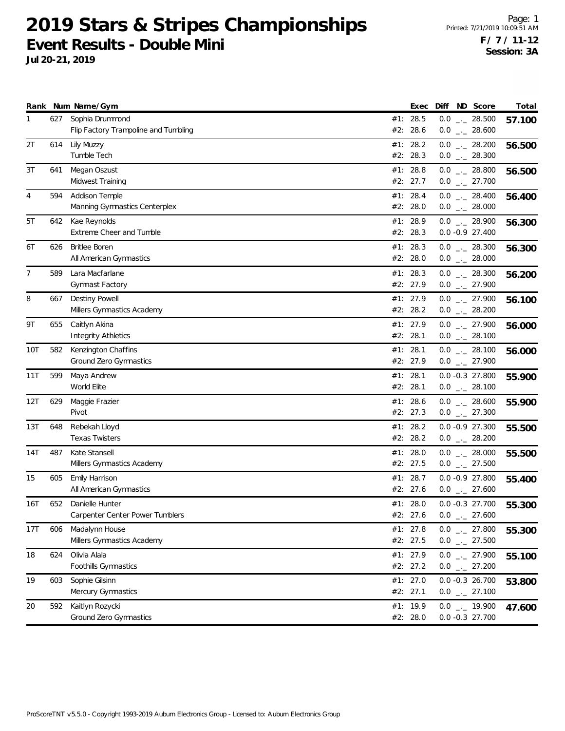# 2019 Stars & Stripes Championships

## Event Results - Double Mini

**Jul 20-21, 2019**

Page: 1
Printed: 7/21/2019 10:09:51 AM
**F / 7 / 11-12**
**Session: 3A**

| Rank | Num | Name/Gym | | Exec | Diff | ND | Score | Total |
|---|---|---|---|---|---|---|---|---|
| 1 | 627 | Sophia Drummond | #1: | 28.5 | 0.0 | _._ | 28.500 | **57.100** |
| | | Flip Factory Trampoline and Tumbling | #2: | 28.6 | 0.0 | _._ | 28.600 | |
| 2T | 614 | Lily Muzzy | #1: | 28.2 | 0.0 | _._ | 28.200 | **56.500** |
| | | Tumble Tech | #2: | 28.3 | 0.0 | _._ | 28.300 | |
| 3T | 641 | Megan Oszust | #1: | 28.8 | 0.0 | _._ | 28.800 | **56.500** |
| | | Midwest Training | #2: | 27.7 | 0.0 | _._ | 27.700 | |
| 4 | 594 | Addison Temple | #1: | 28.4 | 0.0 | _._ | 28.400 | **56.400** |
| | | Manning Gymnastics Centerplex | #2: | 28.0 | 0.0 | _._ | 28.000 | |
| 5T | 642 | Kae Reynolds | #1: | 28.9 | 0.0 | _._ | 28.900 | **56.300** |
| | | Extreme Cheer and Tumble | #2: | 28.3 | 0.0 | -0.9 | 27.400 | |
| 6T | 626 | Britlee Boren | #1: | 28.3 | 0.0 | _._ | 28.300 | **56.300** |
| | | All American Gymnastics | #2: | 28.0 | 0.0 | _._ | 28.000 | |
| 7 | 589 | Lara Macfarlane | #1: | 28.3 | 0.0 | _._ | 28.300 | **56.200** |
| | | Gymnast Factory | #2: | 27.9 | 0.0 | _._ | 27.900 | |
| 8 | 667 | Destiny Powell | #1: | 27.9 | 0.0 | _._ | 27.900 | **56.100** |
| | | Millers Gymnastics Academy | #2: | 28.2 | 0.0 | _._ | 28.200 | |
| 9T | 655 | Caitlyn Akina | #1: | 27.9 | 0.0 | _._ | 27.900 | **56.000** |
| | | Integrity Athletics | #2: | 28.1 | 0.0 | _._ | 28.100 | |
| 10T | 582 | Kenzington Chaffins | #1: | 28.1 | 0.0 | _._ | 28.100 | **56.000** |
| | | Ground Zero Gymnastics | #2: | 27.9 | 0.0 | _._ | 27.900 | |
| 11T | 599 | Maya Andrew | #1: | 28.1 | 0.0 | -0.3 | 27.800 | **55.900** |
| | | World Elite | #2: | 28.1 | 0.0 | _._ | 28.100 | |
| 12T | 629 | Maggie Frazier | #1: | 28.6 | 0.0 | _._ | 28.600 | **55.900** |
| | | Pivot | #2: | 27.3 | 0.0 | _._ | 27.300 | |
| 13T | 648 | Rebekah Lloyd | #1: | 28.2 | 0.0 | -0.9 | 27.300 | **55.500** |
| | | Texas Twisters | #2: | 28.2 | 0.0 | _._ | 28.200 | |
| 14T | 487 | Kate Stansell | #1: | 28.0 | 0.0 | _._ | 28.000 | **55.500** |
| | | Millers Gymnastics Academy | #2: | 27.5 | 0.0 | _._ | 27.500 | |
| 15 | 605 | Emily Harrison | #1: | 28.7 | 0.0 | -0.9 | 27.800 | **55.400** |
| | | All American Gymnastics | #2: | 27.6 | 0.0 | _._ | 27.600 | |
| 16T | 652 | Danielle Hunter | #1: | 28.0 | 0.0 | -0.3 | 27.700 | **55.300** |
| | | Carpenter Center Power Tumblers | #2: | 27.6 | 0.0 | _._ | 27.600 | |
| 17T | 606 | Madalynn House | #1: | 27.8 | 0.0 | _._ | 27.800 | **55.300** |
| | | Millers Gymnastics Academy | #2: | 27.5 | 0.0 | _._ | 27.500 | |
| 18 | 624 | Olivia Alala | #1: | 27.9 | 0.0 | _._ | 27.900 | **55.100** |
| | | Foothills Gymnastics | #2: | 27.2 | 0.0 | _._ | 27.200 | |
| 19 | 603 | Sophie Gilsinn | #1: | 27.0 | 0.0 | -0.3 | 26.700 | **53.800** |
| | | Mercury Gymnastics | #2: | 27.1 | 0.0 | _._ | 27.100 | |
| 20 | 592 | Kaitlyn Rozycki | #1: | 19.9 | 0.0 | _._ | 19.900 | **47.600** |
| | | Ground Zero Gymnastics | #2: | 28.0 | 0.0 | -0.3 | 27.700 | |

ProScoreTNT v5.5.0 - Copyright 1993-2019 Auburn Electronics Group - Licensed to: Auburn Electronics Group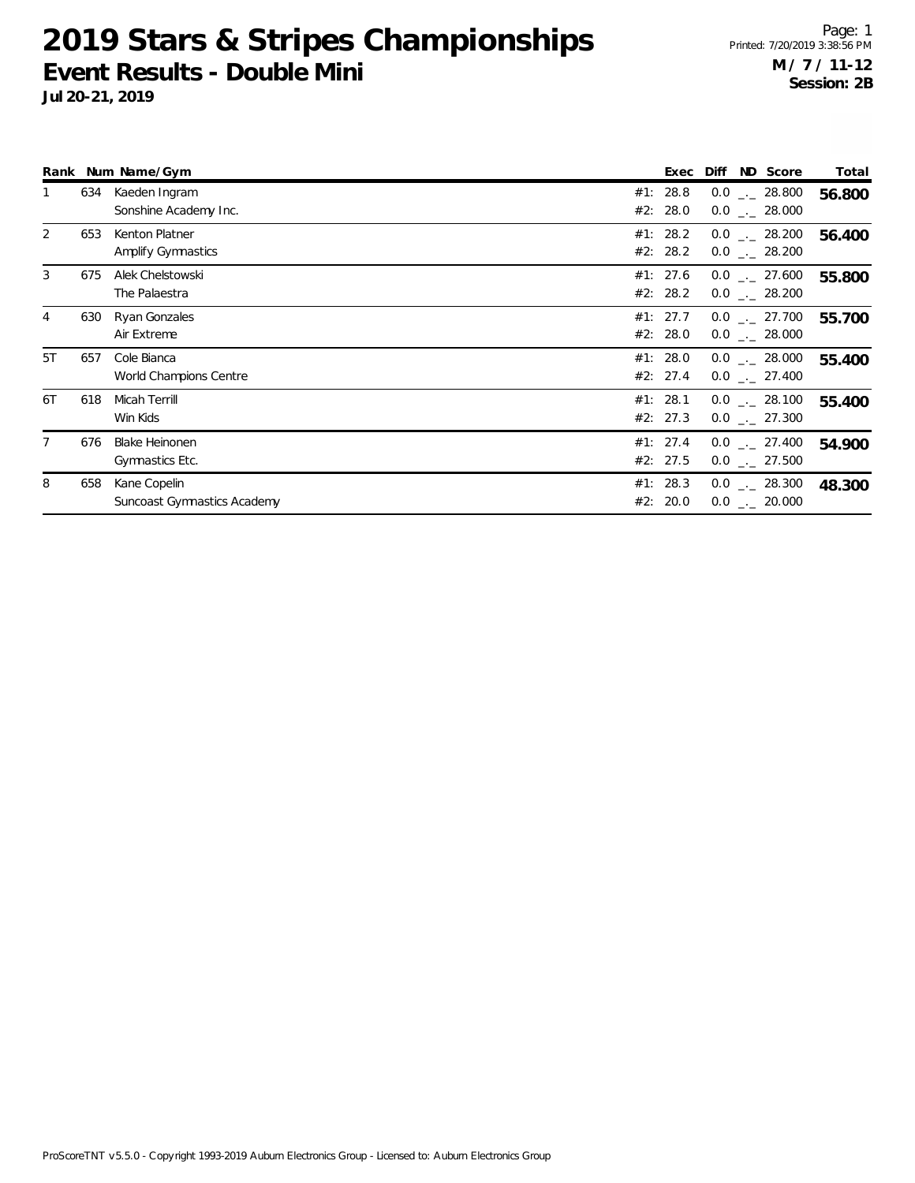# 2019 Stars & Stripes Championships

## Event Results - Double Mini

**Jul 20-21, 2019**

Page: 1
Printed: 7/20/2019 3:38:56 PM

**M / 7 / 11-12**
**Session: 2B**

| Rank | Num | Name/Gym | Exec | Diff | ND | Score | Total |
|---|---|---|---|---|---|---|---|
| 1 | 634 | Kaeden Ingram | #1: 28.8 | 0.0 | _._ | 28.800 | **56.800** |
| | | Sonshine Academy Inc. | #2: 28.0 | 0.0 | _._ | 28.000 | |
| 2 | 653 | Kenton Platner | #1: 28.2 | 0.0 | _._ | 28.200 | **56.400** |
| | | Amplify Gymnastics | #2: 28.2 | 0.0 | _._ | 28.200 | |
| 3 | 675 | Alek Chelstowski | #1: 27.6 | 0.0 | _._ | 27.600 | **55.800** |
| | | The Palaestra | #2: 28.2 | 0.0 | _._ | 28.200 | |
| 4 | 630 | Ryan Gonzales | #1: 27.7 | 0.0 | _._ | 27.700 | **55.700** |
| | | Air Extreme | #2: 28.0 | 0.0 | _._ | 28.000 | |
| 5T | 657 | Cole Bianca | #1: 28.0 | 0.0 | _._ | 28.000 | **55.400** |
| | | World Champions Centre | #2: 27.4 | 0.0 | _._ | 27.400 | |
| 6T | 618 | Micah Terrill | #1: 28.1 | 0.0 | _._ | 28.100 | **55.400** |
| | | Win Kids | #2: 27.3 | 0.0 | _._ | 27.300 | |
| 7 | 676 | Blake Heinonen | #1: 27.4 | 0.0 | _._ | 27.400 | **54.900** |
| | | Gymnastics Etc. | #2: 27.5 | 0.0 | _._ | 27.500 | |
| 8 | 658 | Kane Copelin | #1: 28.3 | 0.0 | _._ | 28.300 | **48.300** |
| | | Suncoast Gymnastics Academy | #2: 20.0 | 0.0 | _._ | 20.000 | |

ProScoreTNT v5.5.0 - Copyright 1993-2019 Auburn Electronics Group - Licensed to: Auburn Electronics Group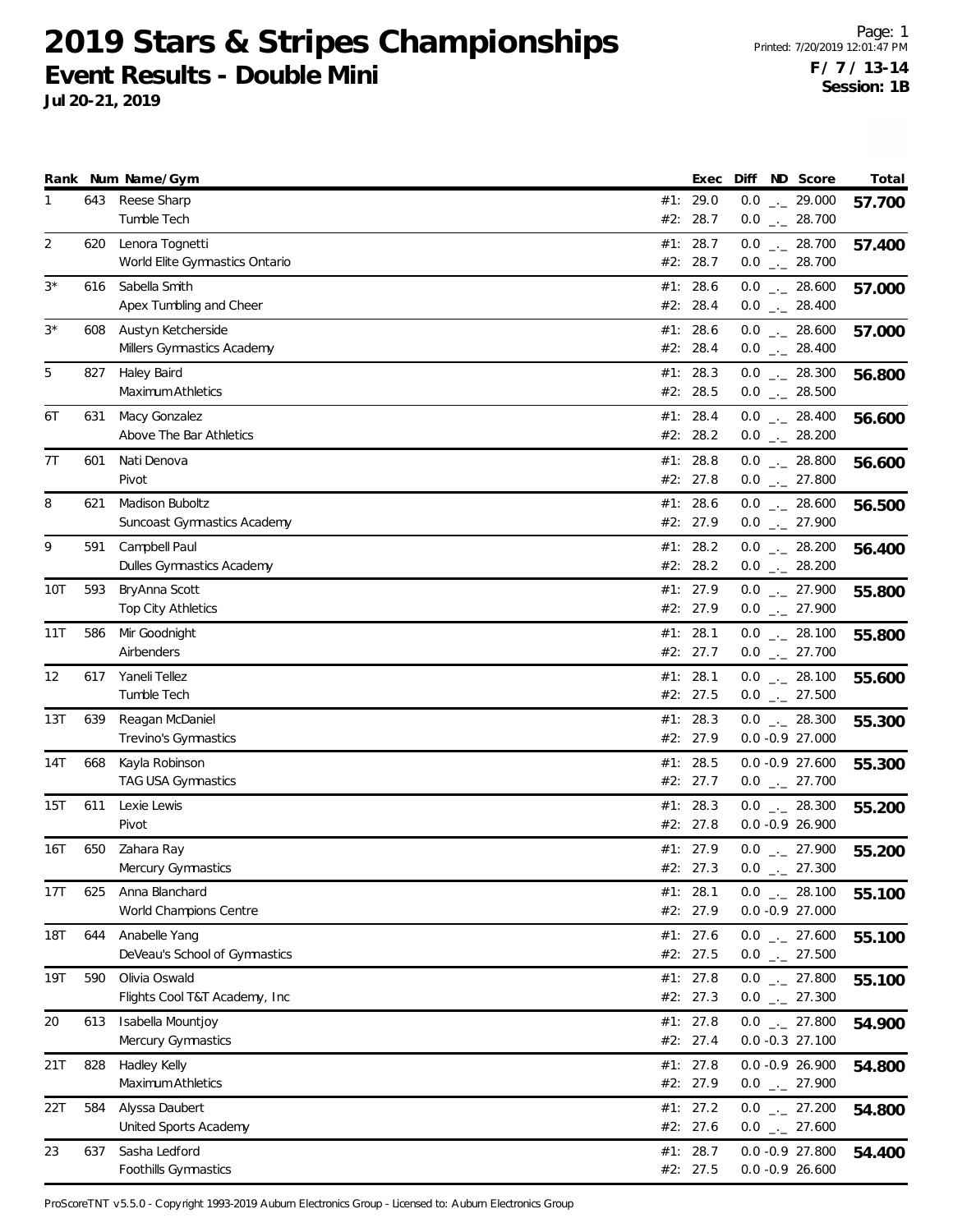# 2019 Stars & Stripes Championships

## Event Results - Double Mini

**Jul 20-21, 2019**

Printed: 7/20/2019 12:01:47 PM

**F / 7 / 13-14**
**Session: 1B**

| Rank | Num | Name/Gym | | Exec | Diff | ND | Score | Total |
|---|---|---|---|---|---|---|---|---|
| 1 | 643 | Reese Sharp | #1: | 29.0 | 0.0 | _._ | 29.000 | 57.700 |
| | | Tumble Tech | #2: | 28.7 | 0.0 | _._ | 28.700 | |
| 2 | 620 | Lenora Tognetti | #1: | 28.7 | 0.0 | _._ | 28.700 | 57.400 |
| | | World Elite Gymnastics Ontario | #2: | 28.7 | 0.0 | _._ | 28.700 | |
| 3* | 616 | Sabella Smith | #1: | 28.6 | 0.0 | _._ | 28.600 | 57.000 |
| | | Apex Tumbling and Cheer | #2: | 28.4 | 0.0 | _._ | 28.400 | |
| 3* | 608 | Austyn Ketcherside | #1: | 28.6 | 0.0 | _._ | 28.600 | 57.000 |
| | | Millers Gymnastics Academy | #2: | 28.4 | 0.0 | _._ | 28.400 | |
| 5 | 827 | Haley Baird | #1: | 28.3 | 0.0 | _._ | 28.300 | 56.800 |
| | | Maximum Athletics | #2: | 28.5 | 0.0 | _._ | 28.500 | |
| 6T | 631 | Macy Gonzalez | #1: | 28.4 | 0.0 | _._ | 28.400 | 56.600 |
| | | Above The Bar Athletics | #2: | 28.2 | 0.0 | _._ | 28.200 | |
| 7T | 601 | Nati Denova | #1: | 28.8 | 0.0 | _._ | 28.800 | 56.600 |
| | | Pivot | #2: | 27.8 | 0.0 | _._ | 27.800 | |
| 8 | 621 | Madison Buboltz | #1: | 28.6 | 0.0 | _._ | 28.600 | 56.500 |
| | | Suncoast Gymnastics Academy | #2: | 27.9 | 0.0 | _._ | 27.900 | |
| 9 | 591 | Campbell Paul | #1: | 28.2 | 0.0 | _._ | 28.200 | 56.400 |
| | | Dulles Gymnastics Academy | #2: | 28.2 | 0.0 | _._ | 28.200 | |
| 10T | 593 | BryAnna Scott | #1: | 27.9 | 0.0 | _._ | 27.900 | 55.800 |
| | | Top City Athletics | #2: | 27.9 | 0.0 | _._ | 27.900 | |
| 11T | 586 | Mir Goodnight | #1: | 28.1 | 0.0 | _._ | 28.100 | 55.800 |
| | | Airbenders | #2: | 27.7 | 0.0 | _._ | 27.700 | |
| 12 | 617 | Yaneli Tellez | #1: | 28.1 | 0.0 | _._ | 28.100 | 55.600 |
| | | Tumble Tech | #2: | 27.5 | 0.0 | _._ | 27.500 | |
| 13T | 639 | Reagan McDaniel | #1: | 28.3 | 0.0 | _._ | 28.300 | 55.300 |
| | | Trevino's Gymnastics | #2: | 27.9 | 0.0 | -0.9 | 27.000 | |
| 14T | 668 | Kayla Robinson | #1: | 28.5 | 0.0 | -0.9 | 27.600 | 55.300 |
| | | TAG USA Gymnastics | #2: | 27.7 | 0.0 | _._ | 27.700 | |
| 15T | 611 | Lexie Lewis | #1: | 28.3 | 0.0 | _._ | 28.300 | 55.200 |
| | | Pivot | #2: | 27.8 | 0.0 | -0.9 | 26.900 | |
| 16T | 650 | Zahara Ray | #1: | 27.9 | 0.0 | _._ | 27.900 | 55.200 |
| | | Mercury Gymnastics | #2: | 27.3 | 0.0 | _._ | 27.300 | |
| 17T | 625 | Anna Blanchard | #1: | 28.1 | 0.0 | _._ | 28.100 | 55.100 |
| | | World Champions Centre | #2: | 27.9 | 0.0 | -0.9 | 27.000 | |
| 18T | 644 | Anabelle Yang | #1: | 27.6 | 0.0 | _._ | 27.600 | 55.100 |
| | | DeVeau's School of Gymnastics | #2: | 27.5 | 0.0 | _._ | 27.500 | |
| 19T | 590 | Olivia Oswald | #1: | 27.8 | 0.0 | _._ | 27.800 | 55.100 |
| | | Flights Cool T&T Academy, Inc | #2: | 27.3 | 0.0 | _._ | 27.300 | |
| 20 | 613 | Isabella Mountjoy | #1: | 27.8 | 0.0 | _._ | 27.800 | 54.900 |
| | | Mercury Gymnastics | #2: | 27.4 | 0.0 | -0.3 | 27.100 | |
| 21T | 828 | Hadley Kelly | #1: | 27.8 | 0.0 | -0.9 | 26.900 | 54.800 |
| | | Maximum Athletics | #2: | 27.9 | 0.0 | _._ | 27.900 | |
| 22T | 584 | Alyssa Daubert | #1: | 27.2 | 0.0 | _._ | 27.200 | 54.800 |
| | | United Sports Academy | #2: | 27.6 | 0.0 | _._ | 27.600 | |
| 23 | 637 | Sasha Ledford | #1: | 28.7 | 0.0 | -0.9 | 27.800 | 54.400 |
| | | Foothills Gymnastics | #2: | 27.5 | 0.0 | -0.9 | 26.600 | |

ProScoreTNT v5.5.0 - Copyright 1993-2019 Auburn Electronics Group - Licensed to: Auburn Electronics Group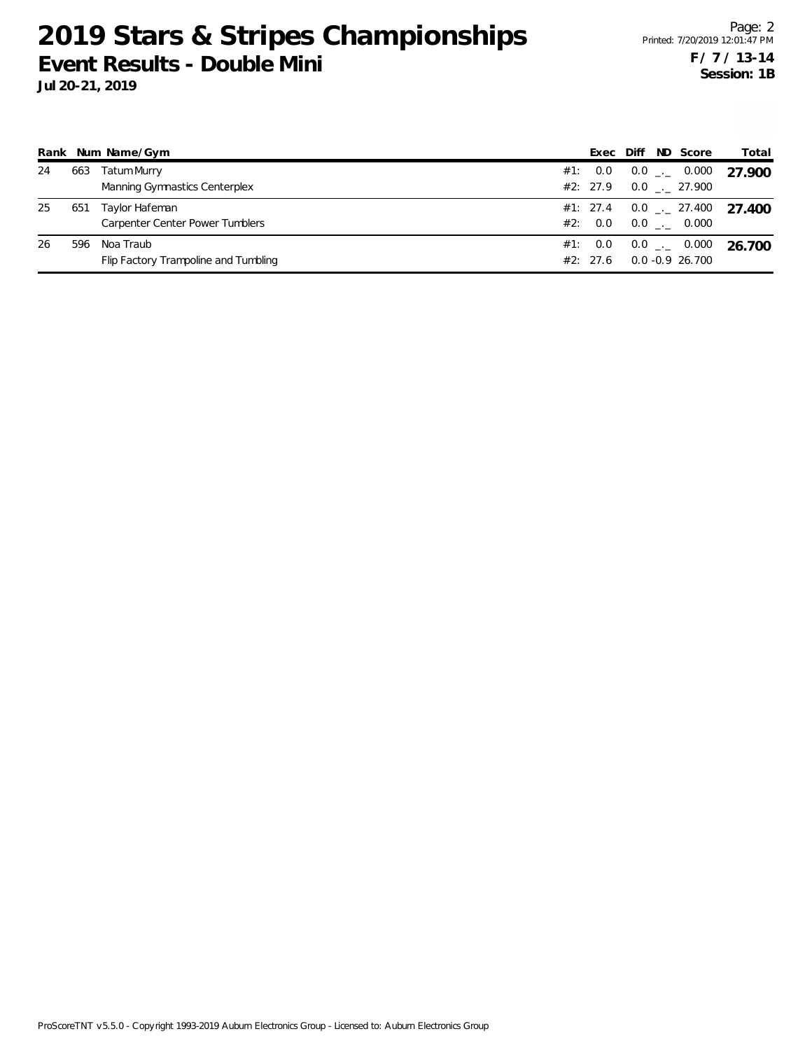# 2019 Stars & Stripes Championships

## Event Results - Double Mini

**Jul 20-21, 2019**

**F / 7 / 13-14**
**Session: 1B**

| Rank | Num | Name/Gym | | Exec | Diff | ND | Score | Total |
|---|---|---|---|---|---|---|---|---|
| 24 | 663 | Tatum Murry | #1: | 0.0 | 0.0 | _._ | 0.000 | **27.900** |
| | | Manning Gymnastics Centerplex | #2: | 27.9 | 0.0 | _._ | 27.900 | |
| 25 | 651 | Taylor Hafeman | #1: | 27.4 | 0.0 | _._ | 27.400 | **27.400** |
| | | Carpenter Center Power Tumblers | #2: | 0.0 | 0.0 | _._ | 0.000 | |
| 26 | 596 | Noa Traub | #1: | 0.0 | 0.0 | _._ | 0.000 | **26.700** |
| | | Flip Factory Trampoline and Tumbling | #2: | 27.6 | 0.0 | -0.9 | 26.700 | |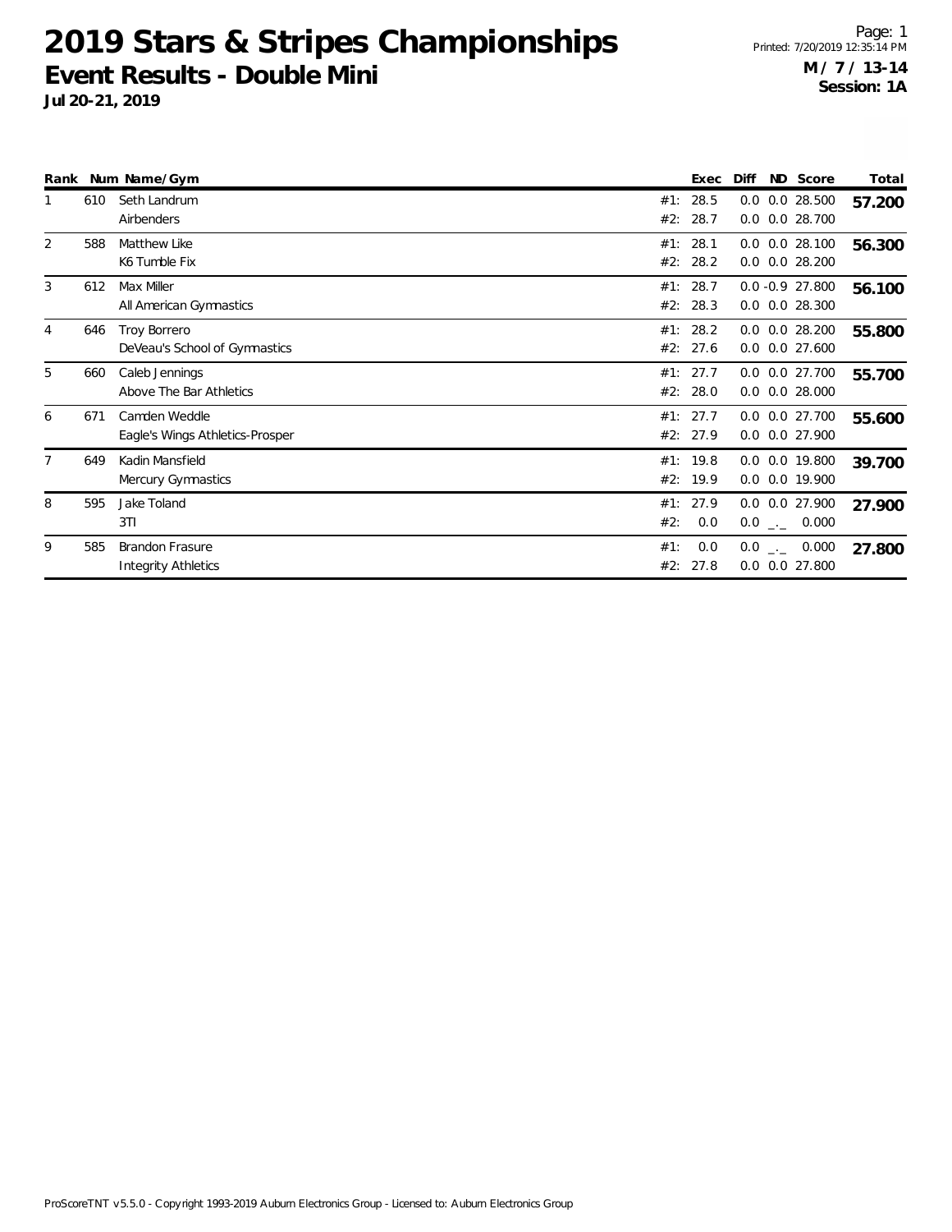# 2019 Stars & Stripes Championships

## Event Results - Double Mini

**Jul 20-21, 2019**

Page: 1
Printed: 7/20/2019 12:35:14 PM

**M / 7 / 13-14**
**Session: 1A**

| Rank | Num | Name/Gym | | Exec | Diff | ND | Score | Total |
|---|---|---|---|---|---|---|---|---|
| 1 | 610 | Seth Landrum | #1: | 28.5 | 0.0 | 0.0 | 28.500 | **57.200** |
| | | Airbenders | #2: | 28.7 | 0.0 | 0.0 | 28.700 | |
| 2 | 588 | Matthew Like | #1: | 28.1 | 0.0 | 0.0 | 28.100 | **56.300** |
| | | K6 Tumble Fix | #2: | 28.2 | 0.0 | 0.0 | 28.200 | |
| 3 | 612 | Max Miller | #1: | 28.7 | 0.0 | -0.9 | 27.800 | **56.100** |
| | | All American Gymnastics | #2: | 28.3 | 0.0 | 0.0 | 28.300 | |
| 4 | 646 | Troy Borrero | #1: | 28.2 | 0.0 | 0.0 | 28.200 | **55.800** |
| | | DeVeau's School of Gymnastics | #2: | 27.6 | 0.0 | 0.0 | 27.600 | |
| 5 | 660 | Caleb Jennings | #1: | 27.7 | 0.0 | 0.0 | 27.700 | **55.700** |
| | | Above The Bar Athletics | #2: | 28.0 | 0.0 | 0.0 | 28.000 | |
| 6 | 671 | Camden Weddle | #1: | 27.7 | 0.0 | 0.0 | 27.700 | **55.600** |
| | | Eagle's Wings Athletics-Prosper | #2: | 27.9 | 0.0 | 0.0 | 27.900 | |
| 7 | 649 | Kadin Mansfield | #1: | 19.8 | 0.0 | 0.0 | 19.800 | **39.700** |
| | | Mercury Gymnastics | #2: | 19.9 | 0.0 | 0.0 | 19.900 | |
| 8 | 595 | Jake Toland | #1: | 27.9 | 0.0 | 0.0 | 27.900 | **27.900** |
| | | 3TI | #2: | 0.0 | 0.0 | _._ | 0.000 | |
| 9 | 585 | Brandon Frasure | #1: | 0.0 | 0.0 | _._ | 0.000 | **27.800** |
| | | Integrity Athletics | #2: | 27.8 | 0.0 | 0.0 | 27.800 | |

ProScoreTNT v5.5.0 - Copyright 1993-2019 Auburn Electronics Group - Licensed to: Auburn Electronics Group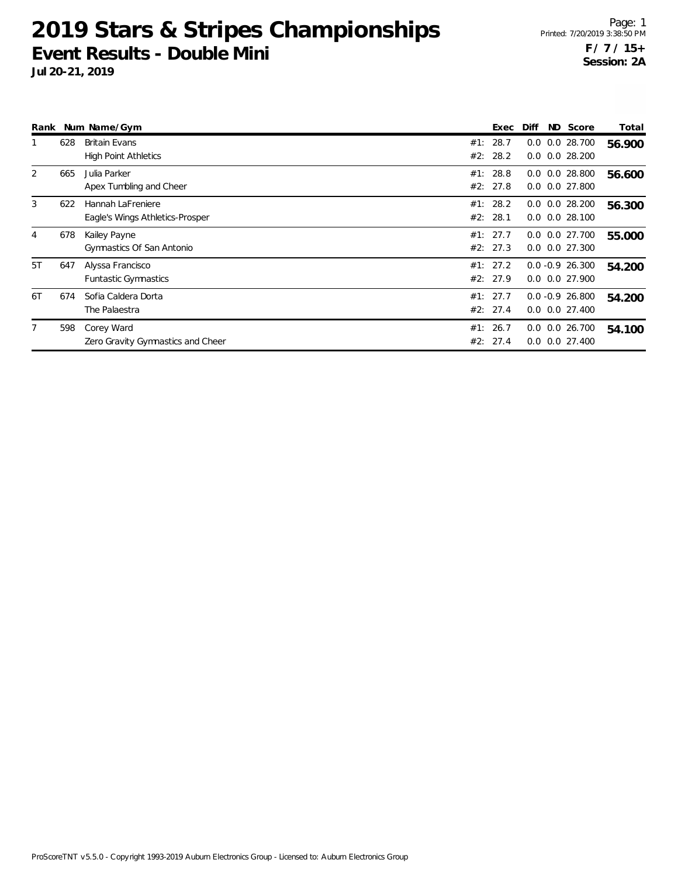# 2019 Stars & Stripes Championships

## Event Results - Double Mini

**Jul 20-21, 2019**

Printed: 7/20/2019 3:38:50 PM

**F / 7 / 15+**
**Session: 2A**

| Rank | Num | Name/Gym | | Exec | Diff | ND | Score | Total |
|---|---|---|---|---|---|---|---|---|
| 1 | 628 | Britain Evans | #1: | 28.7 | 0.0 | 0.0 | 28.700 | **56.900** |
| | | High Point Athletics | #2: | 28.2 | 0.0 | 0.0 | 28.200 | |
| 2 | 665 | Julia Parker | #1: | 28.8 | 0.0 | 0.0 | 28.800 | **56.600** |
| | | Apex Tumbling and Cheer | #2: | 27.8 | 0.0 | 0.0 | 27.800 | |
| 3 | 622 | Hannah LaFreniere | #1: | 28.2 | 0.0 | 0.0 | 28.200 | **56.300** |
| | | Eagle's Wings Athletics-Prosper | #2: | 28.1 | 0.0 | 0.0 | 28.100 | |
| 4 | 678 | Kailey Payne | #1: | 27.7 | 0.0 | 0.0 | 27.700 | **55.000** |
| | | Gymnastics Of San Antonio | #2: | 27.3 | 0.0 | 0.0 | 27.300 | |
| 5T | 647 | Alyssa Francisco | #1: | 27.2 | 0.0 | -0.9 | 26.300 | **54.200** |
| | | Funtastic Gymnastics | #2: | 27.9 | 0.0 | 0.0 | 27.900 | |
| 6T | 674 | Sofia Caldera Dorta | #1: | 27.7 | 0.0 | -0.9 | 26.800 | **54.200** |
| | | The Palaestra | #2: | 27.4 | 0.0 | 0.0 | 27.400 | |
| 7 | 598 | Corey Ward | #1: | 26.7 | 0.0 | 0.0 | 26.700 | **54.100** |
| | | Zero Gravity Gymnastics and Cheer | #2: | 27.4 | 0.0 | 0.0 | 27.400 | |

ProScoreTNT v5.5.0 - Copyright 1993-2019 Auburn Electronics Group - Licensed to: Auburn Electronics Group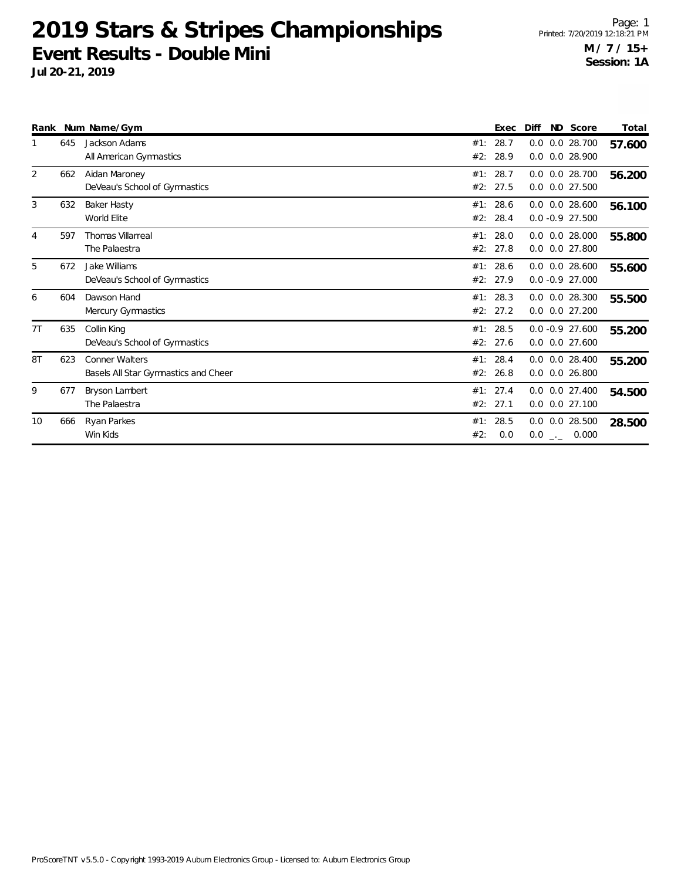# 2019 Stars & Stripes Championships

## Event Results - Double Mini

**Jul 20-21, 2019**

Page: 1
Printed: 7/20/2019 12:18:21 PM
**M / 7 / 15+**
**Session: 1A**

| Rank | Num | Name/Gym | | Exec | Diff | ND | Score | Total |
|---|---|---|---|---|---|---|---|---|
| 1 | 645 | Jackson Adams | #1: | 28.7 | 0.0 | 0.0 | 28.700 | **57.600** |
| | | All American Gymnastics | #2: | 28.9 | 0.0 | 0.0 | 28.900 | |
| 2 | 662 | Aidan Maroney | #1: | 28.7 | 0.0 | 0.0 | 28.700 | **56.200** |
| | | DeVeau's School of Gymnastics | #2: | 27.5 | 0.0 | 0.0 | 27.500 | |
| 3 | 632 | Baker Hasty | #1: | 28.6 | 0.0 | 0.0 | 28.600 | **56.100** |
| | | World Elite | #2: | 28.4 | 0.0 | -0.9 | 27.500 | |
| 4 | 597 | Thomas Villarreal | #1: | 28.0 | 0.0 | 0.0 | 28.000 | **55.800** |
| | | The Palaestra | #2: | 27.8 | 0.0 | 0.0 | 27.800 | |
| 5 | 672 | Jake Williams | #1: | 28.6 | 0.0 | 0.0 | 28.600 | **55.600** |
| | | DeVeau's School of Gymnastics | #2: | 27.9 | 0.0 | -0.9 | 27.000 | |
| 6 | 604 | Dawson Hand | #1: | 28.3 | 0.0 | 0.0 | 28.300 | **55.500** |
| | | Mercury Gymnastics | #2: | 27.2 | 0.0 | 0.0 | 27.200 | |
| 7T | 635 | Collin King | #1: | 28.5 | 0.0 | -0.9 | 27.600 | **55.200** |
| | | DeVeau's School of Gymnastics | #2: | 27.6 | 0.0 | 0.0 | 27.600 | |
| 8T | 623 | Conner Walters | #1: | 28.4 | 0.0 | 0.0 | 28.400 | **55.200** |
| | | Basels All Star Gymnastics and Cheer | #2: | 26.8 | 0.0 | 0.0 | 26.800 | |
| 9 | 677 | Bryson Lambert | #1: | 27.4 | 0.0 | 0.0 | 27.400 | **54.500** |
| | | The Palaestra | #2: | 27.1 | 0.0 | 0.0 | 27.100 | |
| 10 | 666 | Ryan Parkes | #1: | 28.5 | 0.0 | 0.0 | 28.500 | **28.500** |
| | | Win Kids | #2: | 0.0 | 0.0 | _._ | 0.000 | |

ProScoreTNT v5.5.0 - Copyright 1993-2019 Auburn Electronics Group - Licensed to: Auburn Electronics Group